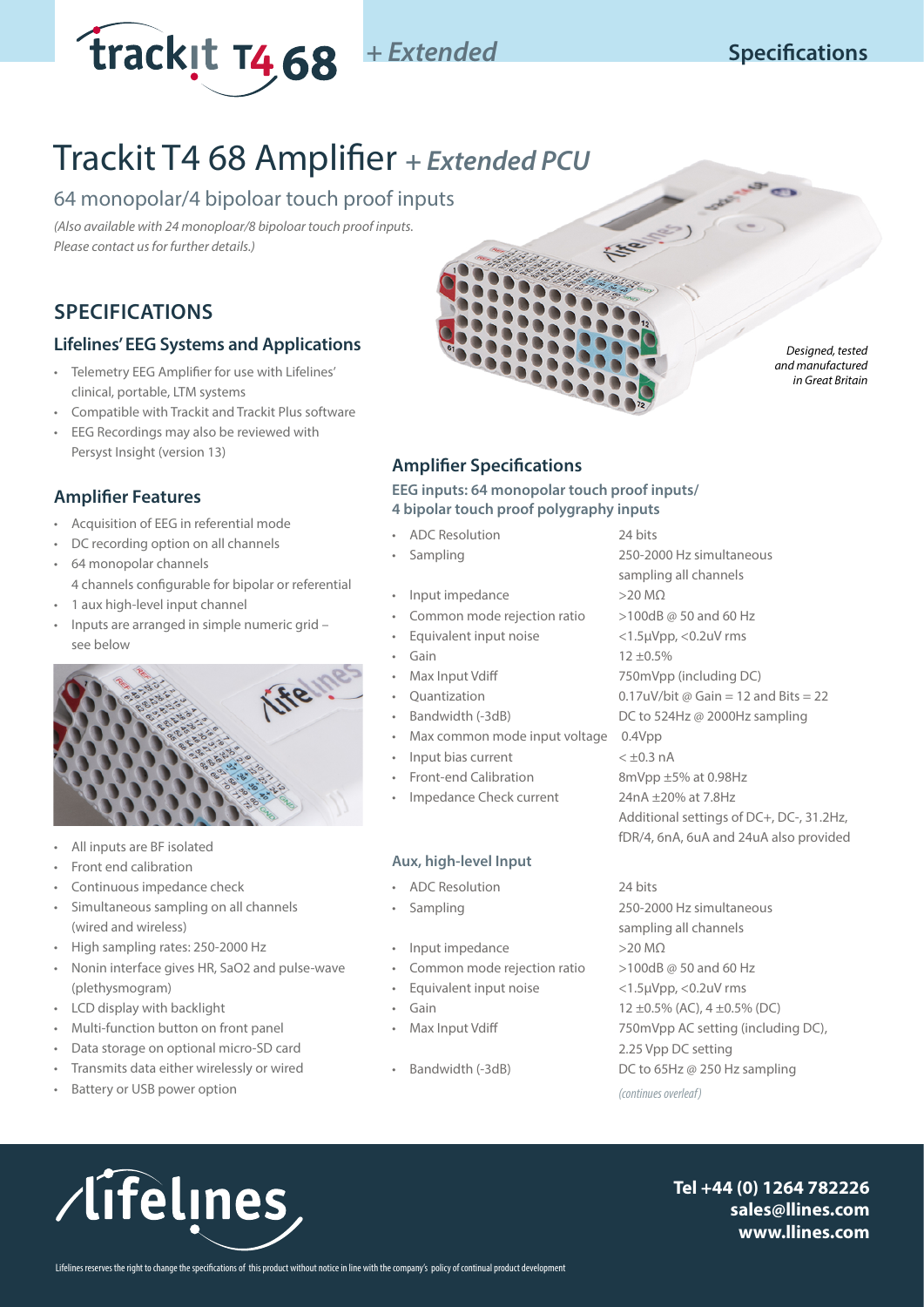# Trackit T4 68 Amplifier *+ Extended PCU*

## 64 monopolar/4 bipoloar touch proof inputs

*(Also available with 24 monoploar/8 bipoloar touch proof inputs. Please contact us for further details.)*

*Designed, tested and manufactured in Great Britain*

## SPECIFICATIONS

### Lifelines' EEG Systems and Applications

- Telemetry EEG Amplifier for use with Lifelines' clinical, portable, LTM systems
- Compatible with Trackit and Trackit Plus software
- EEG Recordings may also be reviewed with Persyst Insight (version 13)

### Amplifier Features

- Acquisition of EEG in referential mode
- DC recording option on all channels
- 64 monopolar channels
  4 channels configurable for bipolar or referential
- 1 aux high-level input channel
- Inputs are arranged in simple numeric grid – see below
- All inputs are BF isolated
- Front end calibration
- Continuous impedance check
- Simultaneous sampling on all channels (wired and wireless)
- High sampling rates: 250-2000 Hz
- Nonin interface gives HR, SaO2 and pulse-wave (plethysmogram)
- LCD display with backlight
- Multi-function button on front panel
- Data storage on optional micro-SD card
- Transmits data either wirelessly or wired
- Battery or USB power option

### Amplifier Specifications

**EEG inputs: 64 monopolar touch proof inputs/ 4 bipolar touch proof polygraphy inputs**

| | |
|---|---|
| ADC Resolution | 24 bits |
| Sampling | 250-2000 Hz simultaneous sampling all channels |
| Input impedance | >20 MΩ |
| Common mode rejection ratio | >100dB @ 50 and 60 Hz |
| Equivalent input noise | <1.5µVpp, <0.2uV rms |
| Gain | 12 ±0.5% |
| Max Input Vdiff | 750mVpp (including DC) |
| Quantization | 0.17uV/bit @ Gain = 12 and Bits = 22 |
| Bandwidth (-3dB) | DC to 524Hz @ 2000Hz sampling |
| Max common mode input voltage | 0.4Vpp |
| Input bias current | < ±0.3 nA |
| Front-end Calibration | 8mVpp ±5% at 0.98Hz |
| Impedance Check current | 24nA ±20% at 7.8Hz<br>Additional settings of DC+, DC-, 31.2Hz, fDR/4, 6nA, 6uA and 24uA also provided |

**Aux, high-level Input**

| | |
|---|---|
| ADC Resolution | 24 bits |
| Sampling | 250-2000 Hz simultaneous sampling all channels |
| Input impedance | >20 MΩ |
| Common mode rejection ratio | >100dB @ 50 and 60 Hz |
| Equivalent input noise | <1.5µVpp, <0.2uV rms |
| Gain | 12 ±0.5% (AC), 4 ±0.5% (DC) |
| Max Input Vdiff | 750mVpp AC setting (including DC), 2.25 Vpp DC setting |
| Bandwidth (-3dB) | DC to 65Hz @ 250 Hz sampling |

*(continues overleaf)*

**Tel +44 (0) 1264 782226**
**sales@llines.com**
**www.llines.com**

Lifelines reserves the right to change the specifications of this product without notice in line with the company's policy of continual product development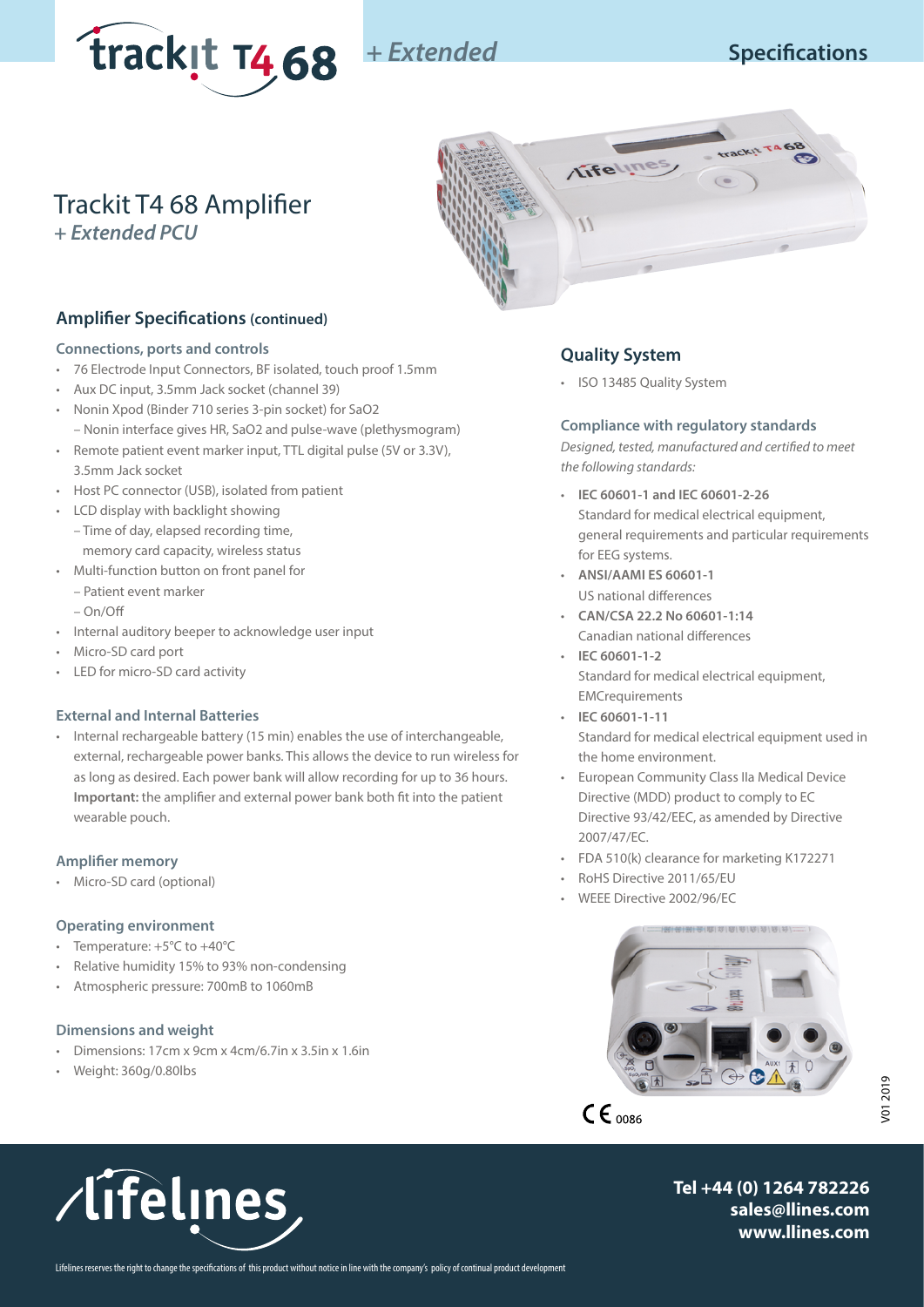# trackit T4 68 + *Extended* Specifications

## Trackit T4 68 Amplifier
### + *Extended PCU*

### Amplifier Specifications (continued)

#### Connections, ports and controls

- 76 Electrode Input Connectors, BF isolated, touch proof 1.5mm
- Aux DC input, 3.5mm Jack socket (channel 39)
- Nonin Xpod (Binder 710 series 3-pin socket) for SaO2
  – Nonin interface gives HR, SaO2 and pulse-wave (plethysmogram)
- Remote patient event marker input, TTL digital pulse (5V or 3.3V), 3.5mm Jack socket
- Host PC connector (USB), isolated from patient
- LCD display with backlight showing
  – Time of day, elapsed recording time, memory card capacity, wireless status
- Multi-function button on front panel for
  – Patient event marker
  – On/Off
- Internal auditory beeper to acknowledge user input
- Micro-SD card port
- LED for micro-SD card activity

#### External and Internal Batteries

- Internal rechargeable battery (15 min) enables the use of interchangeable, external, rechargeable power banks. This allows the device to run wireless for as long as desired. Each power bank will allow recording for up to 36 hours. **Important:** the amplifier and external power bank both fit into the patient wearable pouch.

#### Amplifier memory

- Micro-SD card (optional)

#### Operating environment

- Temperature: +5°C to +40°C
- Relative humidity 15% to 93% non-condensing
- Atmospheric pressure: 700mB to 1060mB

#### Dimensions and weight

- Dimensions: 17cm x 9cm x 4cm/6.7in x 3.5in x 1.6in
- Weight: 360g/0.80lbs

### Quality System

- ISO 13485 Quality System

#### Compliance with regulatory standards

*Designed, tested, manufactured and certified to meet the following standards:*

- **IEC 60601-1 and IEC 60601-2-26**
  Standard for medical electrical equipment, general requirements and particular requirements for EEG systems.
- **ANSI/AAMI ES 60601-1**
  US national differences
- **CAN/CSA 22.2 No 60601-1:14**
  Canadian national differences
- **IEC 60601-1-2**
  Standard for medical electrical equipment, EMCrequirements
- **IEC 60601-1-11**
  Standard for medical electrical equipment used in the home environment.
- European Community Class IIa Medical Device Directive (MDD) product to comply to EC Directive 93/42/EEC, as amended by Directive 2007/47/EC.
- FDA 510(k) clearance for marketing K172271
- RoHS Directive 2011/65/EU
- WEEE Directive 2002/96/EC

CE 0086

V01 2019

**Tel +44 (0) 1264 782226**
**sales@llines.com**
**www.llines.com**

Lifelines reserves the right to change the specifications of this product without notice in line with the company's policy of continual product development